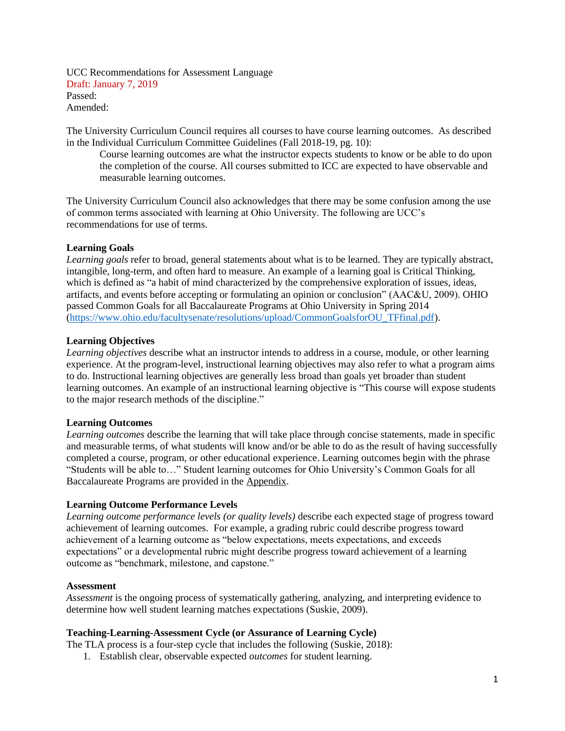UCC Recommendations for Assessment Language
Draft: January 7, 2019
Passed:
Amended:

The University Curriculum Council requires all courses to have course learning outcomes. As described in the Individual Curriculum Committee Guidelines (Fall 2018-19, pg. 10):

> Course learning outcomes are what the instructor expects students to know or be able to do upon the completion of the course. All courses submitted to ICC are expected to have observable and measurable learning outcomes.

The University Curriculum Council also acknowledges that there may be some confusion among the use of common terms associated with learning at Ohio University. The following are UCC's recommendations for use of terms.

**Learning Goals**
*Learning goals* refer to broad, general statements about what is to be learned. They are typically abstract, intangible, long-term, and often hard to measure. An example of a learning goal is Critical Thinking, which is defined as "a habit of mind characterized by the comprehensive exploration of issues, ideas, artifacts, and events before accepting or formulating an opinion or conclusion" (AAC&U, 2009). OHIO passed Common Goals for all Baccalaureate Programs at Ohio University in Spring 2014 (https://www.ohio.edu/facultysenate/resolutions/upload/CommonGoalsforOU_TFfinal.pdf).

**Learning Objectives**
*Learning objectives* describe what an instructor intends to address in a course, module, or other learning experience. At the program-level, instructional learning objectives may also refer to what a program aims to do. Instructional learning objectives are generally less broad than goals yet broader than student learning outcomes. An example of an instructional learning objective is "This course will expose students to the major research methods of the discipline."

**Learning Outcomes**
*Learning outcomes* describe the learning that will take place through concise statements, made in specific and measurable terms, of what students will know and/or be able to do as the result of having successfully completed a course, program, or other educational experience. Learning outcomes begin with the phrase "Students will be able to…" Student learning outcomes for Ohio University's Common Goals for all Baccalaureate Programs are provided in the Appendix.

**Learning Outcome Performance Levels**
*Learning outcome performance levels (or quality levels)* describe each expected stage of progress toward achievement of learning outcomes. For example, a grading rubric could describe progress toward achievement of a learning outcome as "below expectations, meets expectations, and exceeds expectations" or a developmental rubric might describe progress toward achievement of a learning outcome as "benchmark, milestone, and capstone."

**Assessment**
*Assessment* is the ongoing process of systematically gathering, analyzing, and interpreting evidence to determine how well student learning matches expectations (Suskie, 2009).

**Teaching-Learning-Assessment Cycle (or Assurance of Learning Cycle)**
The TLA process is a four-step cycle that includes the following (Suskie, 2018):

1. Establish clear, observable expected *outcomes* for student learning.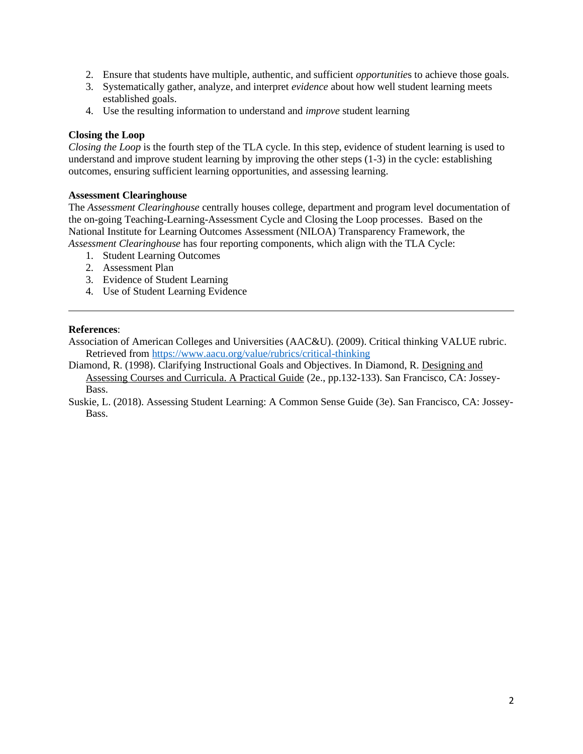2. Ensure that students have multiple, authentic, and sufficient *opportunities* to achieve those goals.
3. Systematically gather, analyze, and interpret *evidence* about how well student learning meets established goals.
4. Use the resulting information to understand and *improve* student learning

**Closing the Loop**
*Closing the Loop* is the fourth step of the TLA cycle. In this step, evidence of student learning is used to understand and improve student learning by improving the other steps (1-3) in the cycle: establishing outcomes, ensuring sufficient learning opportunities, and assessing learning.

**Assessment Clearinghouse**
The *Assessment Clearinghouse* centrally houses college, department and program level documentation of the on-going Teaching-Learning-Assessment Cycle and Closing the Loop processes. Based on the National Institute for Learning Outcomes Assessment (NILOA) Transparency Framework, the *Assessment Clearinghouse* has four reporting components, which align with the TLA Cycle:

1. Student Learning Outcomes
2. Assessment Plan
3. Evidence of Student Learning
4. Use of Student Learning Evidence

---

**References**:

Association of American Colleges and Universities (AAC&U). (2009). Critical thinking VALUE rubric. Retrieved from https://www.aacu.org/value/rubrics/critical-thinking

Diamond, R. (1998). Clarifying Instructional Goals and Objectives. In Diamond, R. Designing and Assessing Courses and Curricula. A Practical Guide (2e., pp.132-133). San Francisco, CA: Jossey-Bass.

Suskie, L. (2018). Assessing Student Learning: A Common Sense Guide (3e). San Francisco, CA: Jossey-Bass.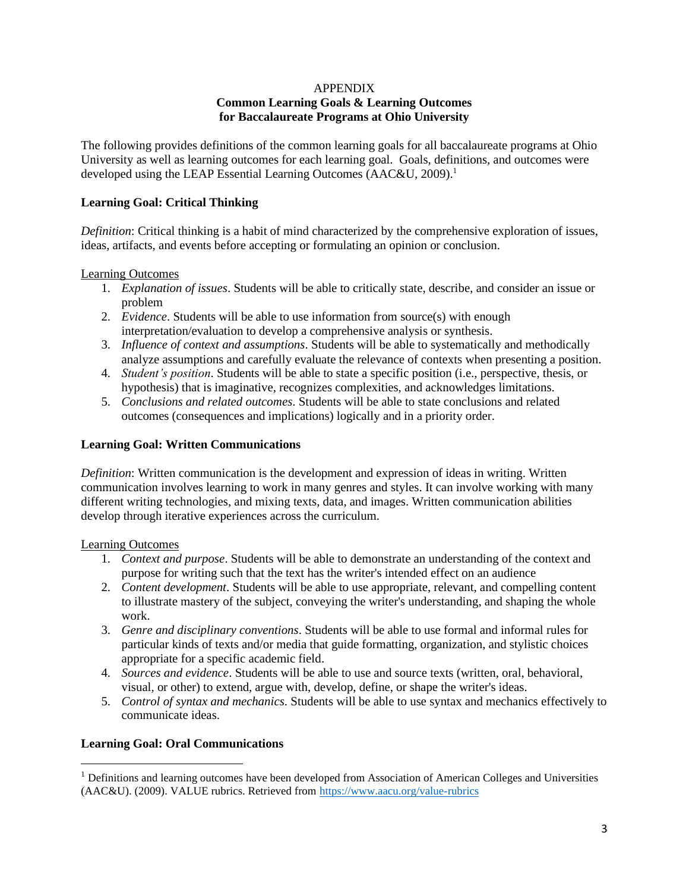APPENDIX

**Common Learning Goals & Learning Outcomes for Baccalaureate Programs at Ohio University**

The following provides definitions of the common learning goals for all baccalaureate programs at Ohio University as well as learning outcomes for each learning goal. Goals, definitions, and outcomes were developed using the LEAP Essential Learning Outcomes (AAC&U, 2009).[1]

## Learning Goal: Critical Thinking

*Definition*: Critical thinking is a habit of mind characterized by the comprehensive exploration of issues, ideas, artifacts, and events before accepting or formulating an opinion or conclusion.

Learning Outcomes

1. *Explanation of issues*. Students will be able to critically state, describe, and consider an issue or problem
2. *Evidence*. Students will be able to use information from source(s) with enough interpretation/evaluation to develop a comprehensive analysis or synthesis.
3. *Influence of context and assumptions*. Students will be able to systematically and methodically analyze assumptions and carefully evaluate the relevance of contexts when presenting a position.
4. *Student's position*. Students will be able to state a specific position (i.e., perspective, thesis, or hypothesis) that is imaginative, recognizes complexities, and acknowledges limitations.
5. *Conclusions and related outcomes*. Students will be able to state conclusions and related outcomes (consequences and implications) logically and in a priority order.

## Learning Goal: Written Communications

*Definition*: Written communication is the development and expression of ideas in writing. Written communication involves learning to work in many genres and styles. It can involve working with many different writing technologies, and mixing texts, data, and images. Written communication abilities develop through iterative experiences across the curriculum.

Learning Outcomes

1. *Context and purpose*. Students will be able to demonstrate an understanding of the context and purpose for writing such that the text has the writer's intended effect on an audience
2. *Content development*. Students will be able to use appropriate, relevant, and compelling content to illustrate mastery of the subject, conveying the writer's understanding, and shaping the whole work.
3. *Genre and disciplinary conventions*. Students will be able to use formal and informal rules for particular kinds of texts and/or media that guide formatting, organization, and stylistic choices appropriate for a specific academic field.
4. *Sources and evidence*. Students will be able to use and source texts (written, oral, behavioral, visual, or other) to extend, argue with, develop, define, or shape the writer's ideas.
5. *Control of syntax and mechanics*. Students will be able to use syntax and mechanics effectively to communicate ideas.

## Learning Goal: Oral Communications

---

[1] Definitions and learning outcomes have been developed from Association of American Colleges and Universities (AAC&U). (2009). VALUE rubrics. Retrieved from https://www.aacu.org/value-rubrics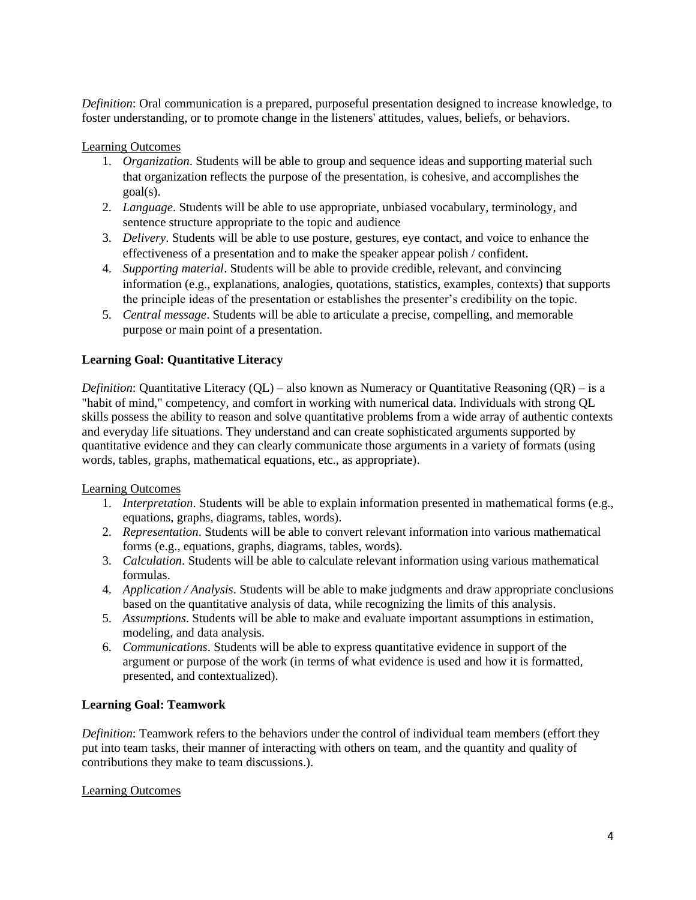*Definition*: Oral communication is a prepared, purposeful presentation designed to increase knowledge, to foster understanding, or to promote change in the listeners' attitudes, values, beliefs, or behaviors.

Learning Outcomes

1. *Organization*. Students will be able to group and sequence ideas and supporting material such that organization reflects the purpose of the presentation, is cohesive, and accomplishes the goal(s).
2. *Language*. Students will be able to use appropriate, unbiased vocabulary, terminology, and sentence structure appropriate to the topic and audience
3. *Delivery*. Students will be able to use posture, gestures, eye contact, and voice to enhance the effectiveness of a presentation and to make the speaker appear polish / confident.
4. *Supporting material*. Students will be able to provide credible, relevant, and convincing information (e.g., explanations, analogies, quotations, statistics, examples, contexts) that supports the principle ideas of the presentation or establishes the presenter's credibility on the topic.
5. *Central message*. Students will be able to articulate a precise, compelling, and memorable purpose or main point of a presentation.

**Learning Goal: Quantitative Literacy**

*Definition*: Quantitative Literacy (QL) – also known as Numeracy or Quantitative Reasoning (QR) – is a "habit of mind," competency, and comfort in working with numerical data. Individuals with strong QL skills possess the ability to reason and solve quantitative problems from a wide array of authentic contexts and everyday life situations. They understand and can create sophisticated arguments supported by quantitative evidence and they can clearly communicate those arguments in a variety of formats (using words, tables, graphs, mathematical equations, etc., as appropriate).

Learning Outcomes

1. *Interpretation*. Students will be able to explain information presented in mathematical forms (e.g., equations, graphs, diagrams, tables, words).
2. *Representation*. Students will be able to convert relevant information into various mathematical forms (e.g., equations, graphs, diagrams, tables, words).
3. *Calculation*. Students will be able to calculate relevant information using various mathematical formulas.
4. *Application / Analysis*. Students will be able to make judgments and draw appropriate conclusions based on the quantitative analysis of data, while recognizing the limits of this analysis.
5. *Assumptions*. Students will be able to make and evaluate important assumptions in estimation, modeling, and data analysis.
6. *Communications*. Students will be able to express quantitative evidence in support of the argument or purpose of the work (in terms of what evidence is used and how it is formatted, presented, and contextualized).

**Learning Goal: Teamwork**

*Definition*: Teamwork refers to the behaviors under the control of individual team members (effort they put into team tasks, their manner of interacting with others on team, and the quantity and quality of contributions they make to team discussions.).

Learning Outcomes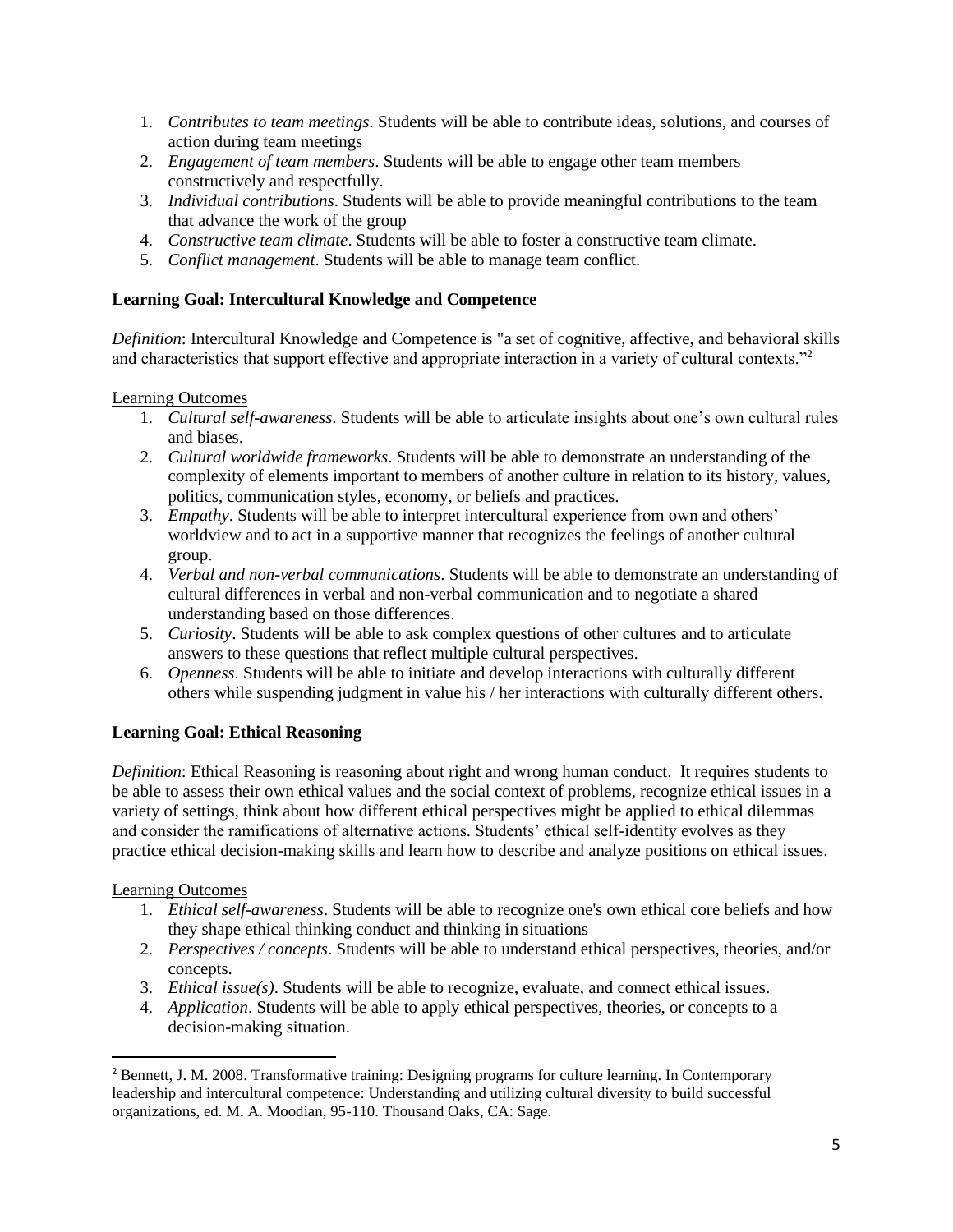1. *Contributes to team meetings*. Students will be able to contribute ideas, solutions, and courses of action during team meetings
2. *Engagement of team members*. Students will be able to engage other team members constructively and respectfully.
3. *Individual contributions*. Students will be able to provide meaningful contributions to the team that advance the work of the group
4. *Constructive team climate*. Students will be able to foster a constructive team climate.
5. *Conflict management*. Students will be able to manage team conflict.

**Learning Goal: Intercultural Knowledge and Competence**

*Definition*: Intercultural Knowledge and Competence is "a set of cognitive, affective, and behavioral skills and characteristics that support effective and appropriate interaction in a variety of cultural contexts."[2]

Learning Outcomes

1. *Cultural self-awareness*. Students will be able to articulate insights about one's own cultural rules and biases.
2. *Cultural worldwide frameworks*. Students will be able to demonstrate an understanding of the complexity of elements important to members of another culture in relation to its history, values, politics, communication styles, economy, or beliefs and practices.
3. *Empathy*. Students will be able to interpret intercultural experience from own and others' worldview and to act in a supportive manner that recognizes the feelings of another cultural group.
4. *Verbal and non-verbal communications*. Students will be able to demonstrate an understanding of cultural differences in verbal and non-verbal communication and to negotiate a shared understanding based on those differences.
5. *Curiosity*. Students will be able to ask complex questions of other cultures and to articulate answers to these questions that reflect multiple cultural perspectives.
6. *Openness*. Students will be able to initiate and develop interactions with culturally different others while suspending judgment in value his / her interactions with culturally different others.

**Learning Goal: Ethical Reasoning**

*Definition*: Ethical Reasoning is reasoning about right and wrong human conduct. It requires students to be able to assess their own ethical values and the social context of problems, recognize ethical issues in a variety of settings, think about how different ethical perspectives might be applied to ethical dilemmas and consider the ramifications of alternative actions. Students' ethical self-identity evolves as they practice ethical decision-making skills and learn how to describe and analyze positions on ethical issues.

Learning Outcomes

1. *Ethical self-awareness*. Students will be able to recognize one's own ethical core beliefs and how they shape ethical thinking conduct and thinking in situations
2. *Perspectives / concepts*. Students will be able to understand ethical perspectives, theories, and/or concepts.
3. *Ethical issue(s)*. Students will be able to recognize, evaluate, and connect ethical issues.
4. *Application*. Students will be able to apply ethical perspectives, theories, or concepts to a decision-making situation.

[2] Bennett, J. M. 2008. Transformative training: Designing programs for culture learning. In Contemporary leadership and intercultural competence: Understanding and utilizing cultural diversity to build successful organizations, ed. M. A. Moodian, 95-110. Thousand Oaks, CA: Sage.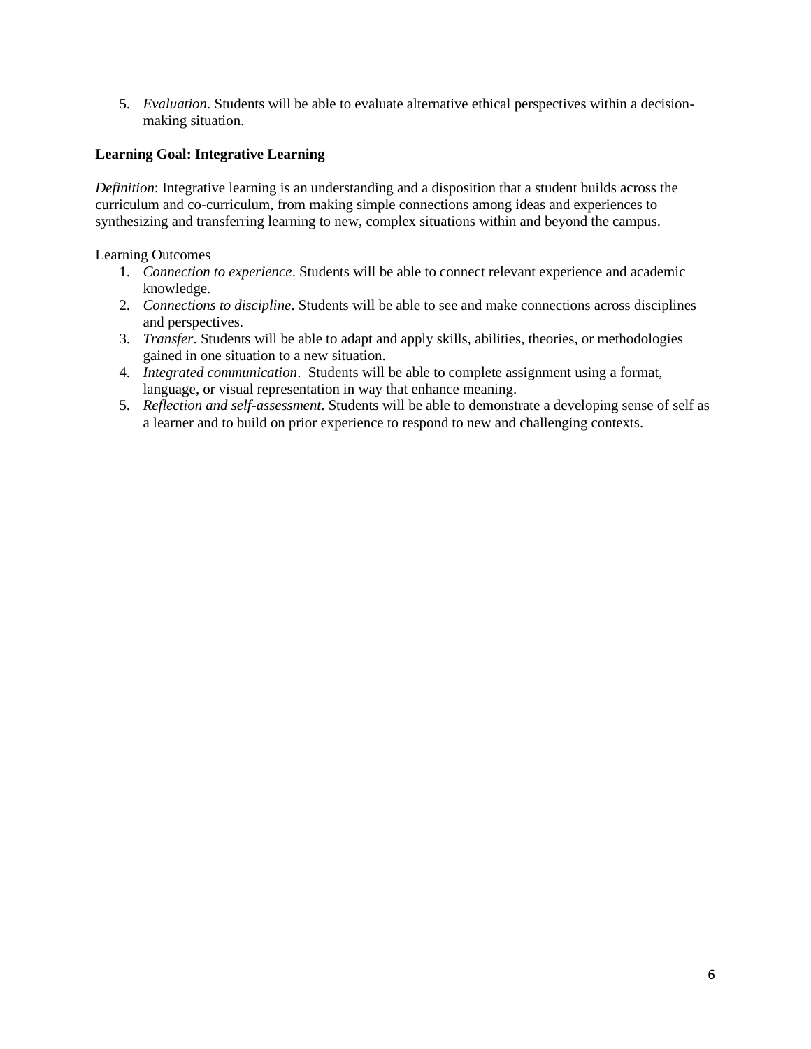5. *Evaluation*. Students will be able to evaluate alternative ethical perspectives within a decision-making situation.

**Learning Goal: Integrative Learning**

*Definition*: Integrative learning is an understanding and a disposition that a student builds across the curriculum and co-curriculum, from making simple connections among ideas and experiences to synthesizing and transferring learning to new, complex situations within and beyond the campus.

Learning Outcomes

1. *Connection to experience*. Students will be able to connect relevant experience and academic knowledge.
2. *Connections to discipline*. Students will be able to see and make connections across disciplines and perspectives.
3. *Transfer*. Students will be able to adapt and apply skills, abilities, theories, or methodologies gained in one situation to a new situation.
4. *Integrated communication*. Students will be able to complete assignment using a format, language, or visual representation in way that enhance meaning.
5. *Reflection and self-assessment*. Students will be able to demonstrate a developing sense of self as a learner and to build on prior experience to respond to new and challenging contexts.